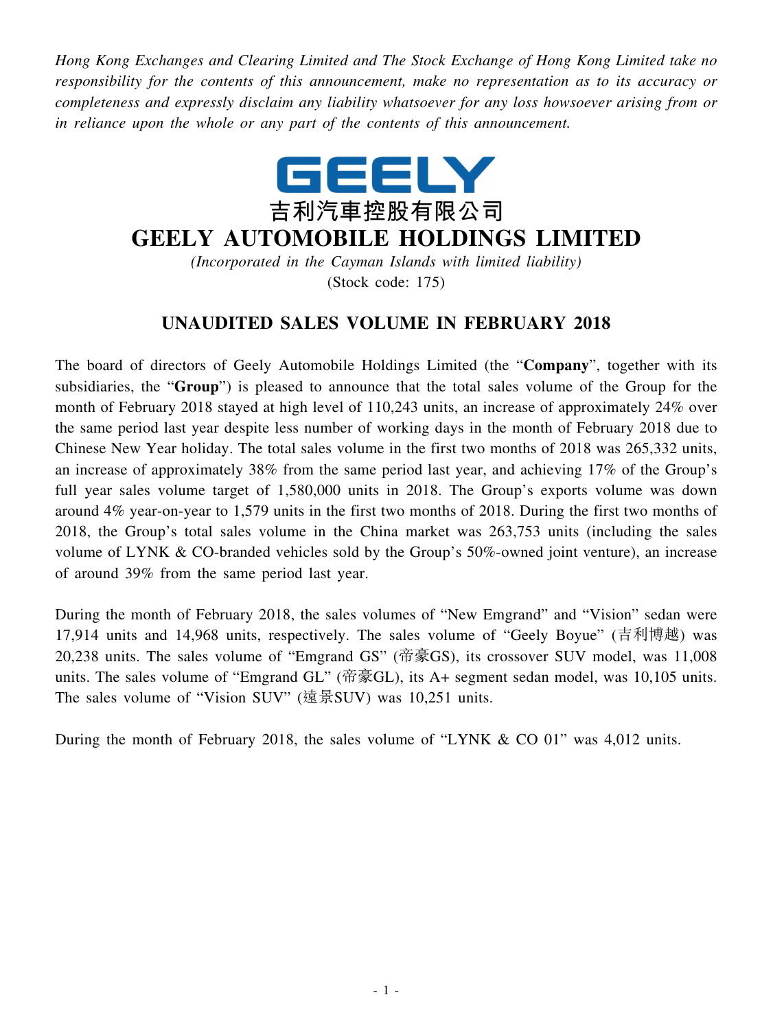*Hong Kong Exchanges and Clearing Limited and The Stock Exchange of Hong Kong Limited take no responsibility for the contents of this announcement, make no representation as to its accuracy or completeness and expressly disclaim any liability whatsoever for any loss howsoever arising from or in reliance upon the whole or any part of the contents of this announcement.*

GEELY

吉利汽車控股有限公司

# GEELY AUTOMOBILE HOLDINGS LIMITED

*(Incorporated in the Cayman Islands with limited liability)*

(Stock code: 175)

## UNAUDITED SALES VOLUME IN FEBRUARY 2018

The board of directors of Geely Automobile Holdings Limited (the "**Company**", together with its subsidiaries, the "**Group**") is pleased to announce that the total sales volume of the Group for the month of February 2018 stayed at high level of 110,243 units, an increase of approximately 24% over the same period last year despite less number of working days in the month of February 2018 due to Chinese New Year holiday. The total sales volume in the first two months of 2018 was 265,332 units, an increase of approximately 38% from the same period last year, and achieving 17% of the Group's full year sales volume target of 1,580,000 units in 2018. The Group's exports volume was down around 4% year-on-year to 1,579 units in the first two months of 2018. During the first two months of 2018, the Group's total sales volume in the China market was 263,753 units (including the sales volume of LYNK & CO-branded vehicles sold by the Group's 50%-owned joint venture), an increase of around 39% from the same period last year.

During the month of February 2018, the sales volumes of "New Emgrand" and "Vision" sedan were 17,914 units and 14,968 units, respectively. The sales volume of "Geely Boyue" (吉利博越) was 20,238 units. The sales volume of "Emgrand GS" (帝豪GS), its crossover SUV model, was 11,008 units. The sales volume of "Emgrand GL" (帝豪GL), its A+ segment sedan model, was 10,105 units. The sales volume of "Vision SUV" (遠景SUV) was 10,251 units.

During the month of February 2018, the sales volume of "LYNK & CO 01" was 4,012 units.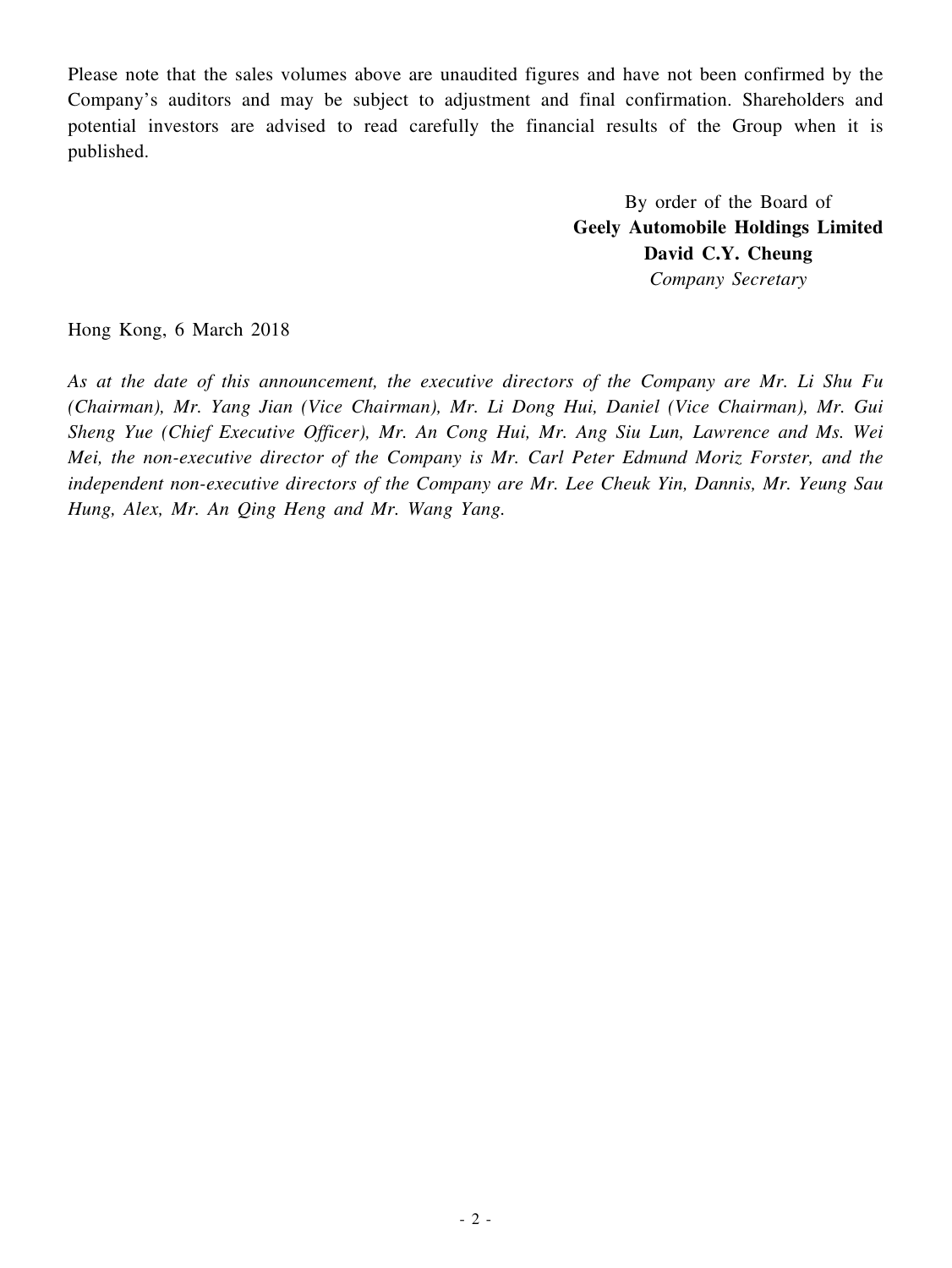Please note that the sales volumes above are unaudited figures and have not been confirmed by the Company's auditors and may be subject to adjustment and final confirmation. Shareholders and potential investors are advised to read carefully the financial results of the Group when it is published.

By order of the Board of
**Geely Automobile Holdings Limited**
**David C.Y. Cheung**
*Company Secretary*

Hong Kong, 6 March 2018

*As at the date of this announcement, the executive directors of the Company are Mr. Li Shu Fu (Chairman), Mr. Yang Jian (Vice Chairman), Mr. Li Dong Hui, Daniel (Vice Chairman), Mr. Gui Sheng Yue (Chief Executive Officer), Mr. An Cong Hui, Mr. Ang Siu Lun, Lawrence and Ms. Wei Mei, the non-executive director of the Company is Mr. Carl Peter Edmund Moriz Forster, and the independent non-executive directors of the Company are Mr. Lee Cheuk Yin, Dannis, Mr. Yeung Sau Hung, Alex, Mr. An Qing Heng and Mr. Wang Yang.*